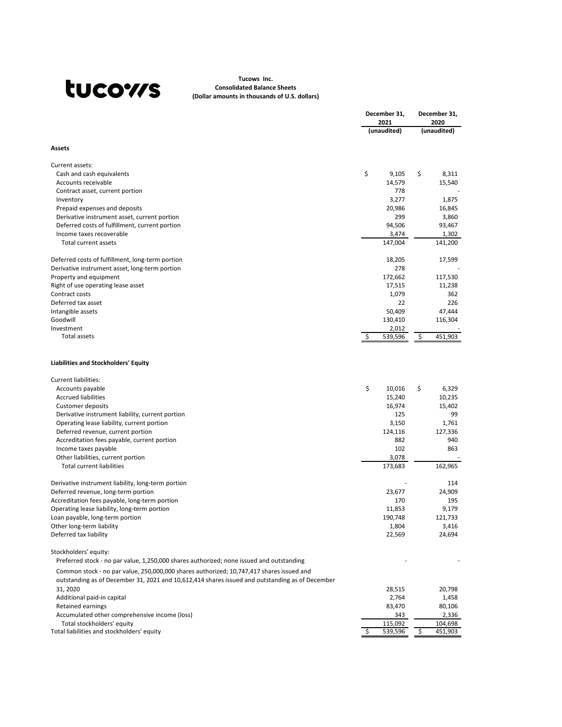# Tucows Inc.

## Consolidated Balance Sheets

**(Dollar amounts in thousands of U.S. dollars)**

| | December 31, 2021 (unaudited) | December 31, 2020 (unaudited) |
|---|---|---|
| **Assets** | | |
| Current assets: | | |
| Cash and cash equivalents | $ 9,105 | $ 8,311 |
| Accounts receivable | 14,579 | 15,540 |
| Contract asset, current portion | 778 | - |
| Inventory | 3,277 | 1,875 |
| Prepaid expenses and deposits | 20,986 | 16,845 |
| Derivative instrument asset, current portion | 299 | 3,860 |
| Deferred costs of fulfillment, current portion | 94,506 | 93,467 |
| Income taxes recoverable | 3,474 | 1,302 |
| Total current assets | 147,004 | 141,200 |
| Deferred costs of fulfillment, long-term portion | 18,205 | 17,599 |
| Derivative instrument asset, long-term portion | 278 | - |
| Property and equipment | 172,662 | 117,530 |
| Right of use operating lease asset | 17,515 | 11,238 |
| Contract costs | 1,079 | 362 |
| Deferred tax asset | 22 | 226 |
| Intangible assets | 50,409 | 47,444 |
| Goodwill | 130,410 | 116,304 |
| Investment | 2,012 | - |
| Total assets | $ 539,596 | $ 451,903 |
| **Liabilities and Stockholders' Equity** | | |
| Current liabilities: | | |
| Accounts payable | $ 10,016 | $ 6,329 |
| Accrued liabilities | 15,240 | 10,235 |
| Customer deposits | 16,974 | 15,402 |
| Derivative instrument liability, current portion | 125 | 99 |
| Operating lease liability, current portion | 3,150 | 1,761 |
| Deferred revenue, current portion | 124,116 | 127,336 |
| Accreditation fees payable, current portion | 882 | 940 |
| Income taxes payable | 102 | 863 |
| Other liabilities, current portion | 3,078 | - |
| Total current liabilities | 173,683 | 162,965 |
| Derivative instrument liability, long-term portion | - | 114 |
| Deferred revenue, long-term portion | 23,677 | 24,909 |
| Accreditation fees payable, long-term portion | 170 | 195 |
| Operating lease liability, long-term portion | 11,853 | 9,179 |
| Loan payable, long-term portion | 190,748 | 121,733 |
| Other long-term liability | 1,804 | 3,416 |
| Deferred tax liability | 22,569 | 24,694 |
| Stockholders' equity: | | |
| Preferred stock - no par value, 1,250,000 shares authorized; none issued and outstanding | - | - |
| Common stock - no par value, 250,000,000 shares authorized; 10,747,417 shares issued and outstanding as of December 31, 2021 and 10,612,414 shares issued and outstanding as of December 31, 2020 | 28,515 | 20,798 |
| Additional paid-in capital | 2,764 | 1,458 |
| Retained earnings | 83,470 | 80,106 |
| Accumulated other comprehensive income (loss) | 343 | 2,336 |
| Total stockholders' equity | 115,092 | 104,698 |
| Total liabilities and stockholders' equity | $ 539,596 | $ 451,903 |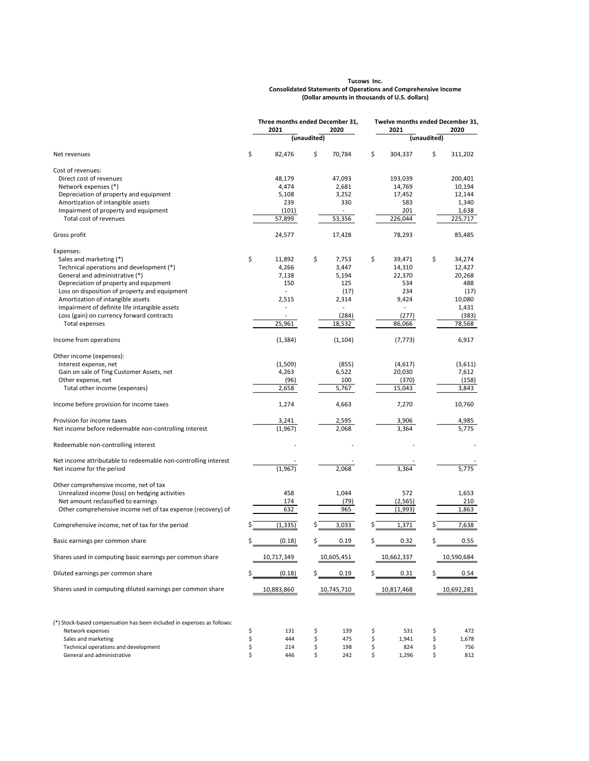**Tucows Inc.**
**Consolidated Statements of Operations and Comprehensive Income**
**(Dollar amounts in thousands of U.S. dollars)**

| | Three months ended December 31, 2021 | Three months ended December 31, 2020 | Twelve months ended December 31, 2021 | Twelve months ended December 31, 2020 |
|---|---|---|---|---|
| | (unaudited) | | (unaudited) | |
| Net revenues | $ 82,476 | $ 70,784 | $ 304,337 | $ 311,202 |
| Cost of revenues: | | | | |
| Direct cost of revenues | 48,179 | 47,093 | 193,039 | 200,401 |
| Network expenses (*) | 4,474 | 2,681 | 14,769 | 10,194 |
| Depreciation of property and equipment | 5,108 | 3,252 | 17,452 | 12,144 |
| Amortization of intangible assets | 239 | 330 | 583 | 1,340 |
| Impairment of property and equipment | (101) | - | 201 | 1,638 |
| Total cost of revenues | 57,899 | 53,356 | 226,044 | 225,717 |
| Gross profit | 24,577 | 17,428 | 78,293 | 85,485 |
| Expenses: | | | | |
| Sales and marketing (*) | $ 11,892 | $ 7,753 | $ 39,471 | $ 34,274 |
| Technical operations and development (*) | 4,266 | 3,447 | 14,310 | 12,427 |
| General and administrative (*) | 7,138 | 5,194 | 22,370 | 20,268 |
| Depreciation of property and equipment | 150 | 125 | 534 | 488 |
| Loss on disposition of property and equipment | - | (17) | 234 | (17) |
| Amortization of intangible assets | 2,515 | 2,314 | 9,424 | 10,080 |
| Impairment of definite life intangible assets | - | - | - | 1,431 |
| Loss (gain) on currency forward contracts | - | (284) | (277) | (383) |
| Total expenses | 25,961 | 18,532 | 86,066 | 78,568 |
| Income from operations | (1,384) | (1,104) | (7,773) | 6,917 |
| Other income (expenses): | | | | |
| Interest expense, net | (1,509) | (855) | (4,617) | (3,611) |
| Gain on sale of Ting Customer Assets, net | 4,263 | 6,522 | 20,030 | 7,612 |
| Other expense, net | (96) | 100 | (370) | (158) |
| Total other income (expenses) | 2,658 | 5,767 | 15,043 | 3,843 |
| Income before provision for income taxes | 1,274 | 4,663 | 7,270 | 10,760 |
| Provision for income taxes | 3,241 | 2,595 | 3,906 | 4,985 |
| Net income before redeemable non-controlling interest | (1,967) | 2,068 | 3,364 | 5,775 |
| Redeemable non-controlling interest | - | - | - | - |
| Net income attributable to redeemable non-controlling interest | - | - | - | - |
| Net income for the period | (1,967) | 2,068 | 3,364 | 5,775 |
| Other comprehensive income, net of tax | | | | |
| Unrealized income (loss) on hedging activities | 458 | 1,044 | 572 | 1,653 |
| Net amount reclassified to earnings | 174 | (79) | (2,565) | 210 |
| Other comprehensive income net of tax expense (recovery) of | 632 | 965 | (1,993) | 1,863 |
| Comprehensive income, net of tax for the period | $ (1,335) | $ 3,033 | $ 1,371 | $ 7,638 |
| Basic earnings per common share | $ (0.18) | $ 0.19 | $ 0.32 | $ 0.55 |
| Shares used in computing basic earnings per common share | 10,717,349 | 10,605,451 | 10,662,337 | 10,590,684 |
| Diluted earnings per common share | $ (0.18) | $ 0.19 | $ 0.31 | $ 0.54 |
| Shares used in computing diluted earnings per common share | 10,883,860 | 10,745,710 | 10,817,468 | 10,692,281 |

| (*) Stock-based compensation has been included in expenses as follows: | | | | |
|---|---|---|---|---|
| Network expenses | $ 131 | $ 139 | $ 531 | $ 472 |
| Sales and marketing | $ 444 | $ 475 | $ 1,941 | $ 1,678 |
| Technical operations and development | $ 214 | $ 198 | $ 824 | $ 756 |
| General and administrative | $ 446 | $ 242 | $ 1,296 | $ 812 |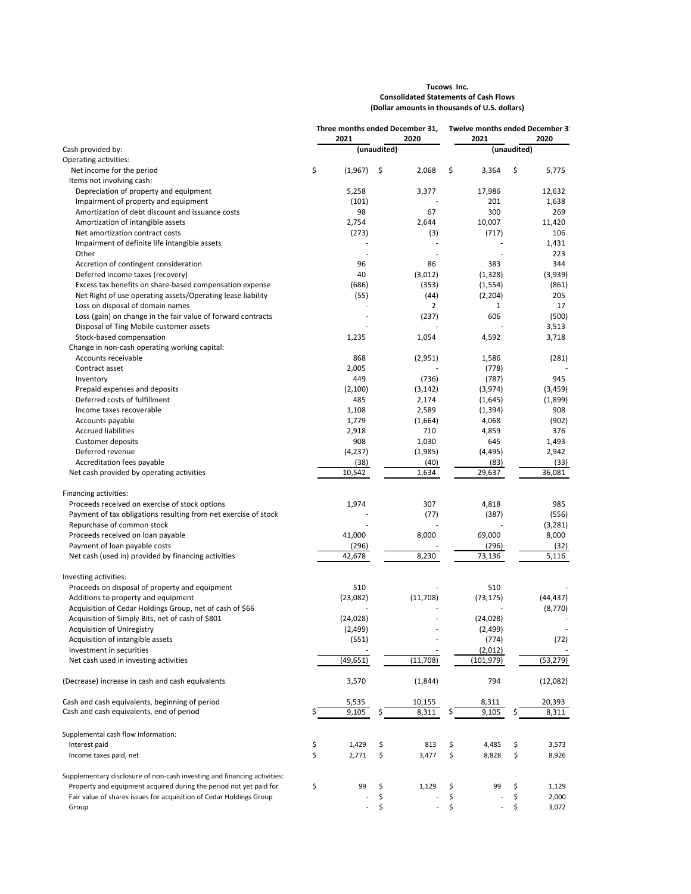**Tucows Inc.**
**Consolidated Statements of Cash Flows**
**(Dollar amounts in thousands of U.S. dollars)**

| | Three months ended December 31, | | Twelve months ended December 31, | |
|---|---|---|---|---|
| | 2021 | 2020 | 2021 | 2020 |
| | (unaudited) | | (unaudited) | |
| Cash provided by: | | | | |
| Operating activities: | | | | |
| Net income for the period | $ (1,967) | $ 2,068 | $ 3,364 | $ 5,775 |
| Items not involving cash: | | | | |
| Depreciation of property and equipment | 5,258 | 3,377 | 17,986 | 12,632 |
| Impairment of property and equipment | (101) | - | 201 | 1,638 |
| Amortization of debt discount and issuance costs | 98 | 67 | 300 | 269 |
| Amortization of intangible assets | 2,754 | 2,644 | 10,007 | 11,420 |
| Net amortization contract costs | (273) | (3) | (717) | 106 |
| Impairment of definite life intangible assets | - | - | - | 1,431 |
| Other | - | - | - | 223 |
| Accretion of contingent consideration | 96 | 86 | 383 | 344 |
| Deferred income taxes (recovery) | 40 | (3,012) | (1,328) | (3,939) |
| Excess tax benefits on share-based compensation expense | (686) | (353) | (1,554) | (861) |
| Net Right of use operating assets/Operating lease liability | (55) | (44) | (2,204) | 205 |
| Loss on disposal of domain names | - | 2 | 1 | 17 |
| Loss (gain) on change in the fair value of forward contracts | - | (237) | 606 | (500) |
| Disposal of Ting Mobile customer assets | - | - | - | 3,513 |
| Stock-based compensation | 1,235 | 1,054 | 4,592 | 3,718 |
| Change in non-cash operating working capital: | | | | |
| Accounts receivable | 868 | (2,951) | 1,586 | (281) |
| Contract asset | 2,005 | - | (778) | - |
| Inventory | 449 | (736) | (787) | 945 |
| Prepaid expenses and deposits | (2,100) | (3,142) | (3,974) | (3,459) |
| Deferred costs of fulfillment | 485 | 2,174 | (1,645) | (1,899) |
| Income taxes recoverable | 1,108 | 2,589 | (1,394) | 908 |
| Accounts payable | 1,779 | (1,664) | 4,068 | (902) |
| Accrued liabilities | 2,918 | 710 | 4,859 | 376 |
| Customer deposits | 908 | 1,030 | 645 | 1,493 |
| Deferred revenue | (4,237) | (1,985) | (4,495) | 2,942 |
| Accreditation fees payable | (38) | (40) | (83) | (33) |
| Net cash provided by operating activities | 10,542 | 1,634 | 29,637 | 36,081 |
| | | | | |
| Financing activities: | | | | |
| Proceeds received on exercise of stock options | 1,974 | 307 | 4,818 | 985 |
| Payment of tax obligations resulting from net exercise of stock | - | (77) | (387) | (556) |
| Repurchase of common stock | - | - | - | (3,281) |
| Proceeds received on loan payable | 41,000 | 8,000 | 69,000 | 8,000 |
| Payment of loan payable costs | (296) | - | (296) | (32) |
| Net cash (used in) provided by financing activities | 42,678 | 8,230 | 73,136 | 5,116 |
| | | | | |
| Investing activities: | | | | |
| Proceeds on disposal of property and equipment | 510 | - | 510 | - |
| Additions to property and equipment | (23,082) | (11,708) | (73,175) | (44,437) |
| Acquisition of Cedar Holdings Group, net of cash of $66 | - | - | - | (8,770) |
| Acquisition of Simply Bits, net of cash of $801 | (24,028) | - | (24,028) | - |
| Acquisition of Uniregistry | (2,499) | - | (2,499) | - |
| Acquisition of intangible assets | (551) | - | (774) | (72) |
| Investment in securities | - | - | (2,012) | - |
| Net cash used in investing activities | (49,651) | (11,708) | (101,979) | (53,279) |
| | | | | |
| (Decrease) increase in cash and cash equivalents | 3,570 | (1,844) | 794 | (12,082) |
| | | | | |
| Cash and cash equivalents, beginning of period | 5,535 | 10,155 | 8,311 | 20,393 |
| Cash and cash equivalents, end of period | $ 9,105 | $ 8,311 | $ 9,105 | $ 8,311 |
| | | | | |
| Supplemental cash flow information: | | | | |
| Interest paid | $ 1,429 | $ 813 | $ 4,485 | $ 3,573 |
| Income taxes paid, net | $ 2,771 | $ 3,477 | $ 8,828 | $ 8,926 |
| | | | | |
| Supplementary disclosure of non-cash investing and financing activities: | | | | |
| Property and equipment acquired during the period not yet paid for | $ 99 | $ 1,129 | $ 99 | $ 1,129 |
| Fair value of shares issues for acquisition of Cedar Holdings Group | - | $ - | $ - | $ 2,000 |
| Group | - | $ - | $ - | $ 3,072 |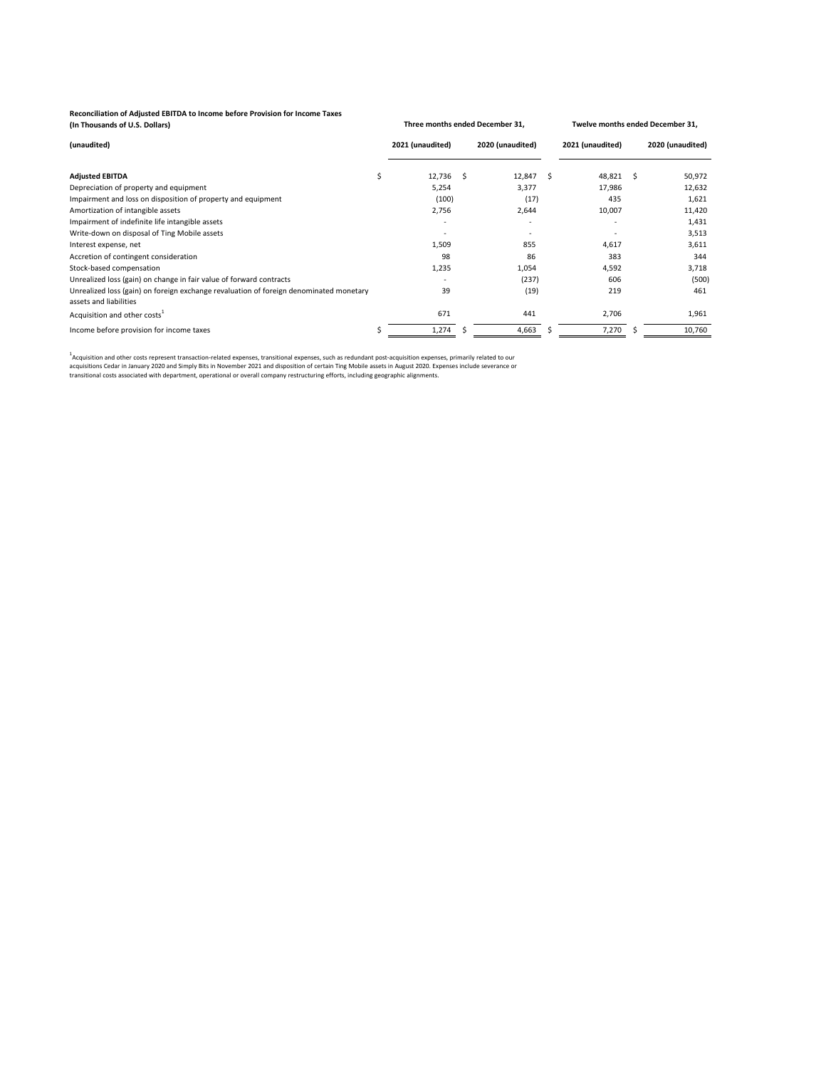**Reconciliation of Adjusted EBITDA to Income before Provision for Income Taxes**
**(In Thousands of U.S. Dollars)**

| (unaudited) | Three months ended December 31, 2021 (unaudited) | Three months ended December 31, 2020 (unaudited) | Twelve months ended December 31, 2021 (unaudited) | Twelve months ended December 31, 2020 (unaudited) |
|---|---|---|---|---|
| **Adjusted EBITDA** | $ 12,736 | $ 12,847 | $ 48,821 | $ 50,972 |
| Depreciation of property and equipment | 5,254 | 3,377 | 17,986 | 12,632 |
| Impairment and loss on disposition of property and equipment | (100) | (17) | 435 | 1,621 |
| Amortization of intangible assets | 2,756 | 2,644 | 10,007 | 11,420 |
| Impairment of indefinite life intangible assets | - | - | - | 1,431 |
| Write-down on disposal of Ting Mobile assets | - | - | - | 3,513 |
| Interest expense, net | 1,509 | 855 | 4,617 | 3,611 |
| Accretion of contingent consideration | 98 | 86 | 383 | 344 |
| Stock-based compensation | 1,235 | 1,054 | 4,592 | 3,718 |
| Unrealized loss (gain) on change in fair value of forward contracts | - | (237) | 606 | (500) |
| Unrealized loss (gain) on foreign exchange revaluation of foreign denominated monetary assets and liabilities | 39 | (19) | 219 | 461 |
| Acquisition and other costs[1] | 671 | 441 | 2,706 | 1,961 |
| Income before provision for income taxes | $ 1,274 | $ 4,663 | $ 7,270 | $ 10,760 |

[1]Acquisition and other costs represent transaction-related expenses, transitional expenses, such as redundant post-acquisition expenses, primarily related to our acquisitions Cedar in January 2020 and Simply Bits in November 2021 and disposition of certain Ting Mobile assets in August 2020. Expenses include severance or transitional costs associated with department, operational or overall company restructuring efforts, including geographic alignments.